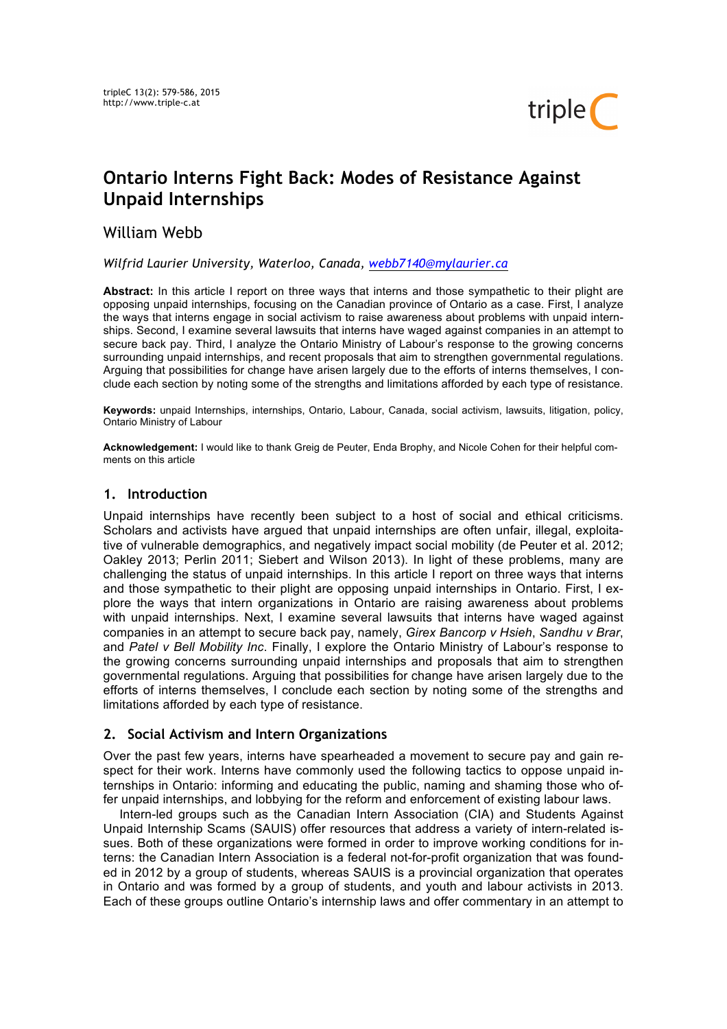# Ontario Interns Fight Back: Modes of Resistance Against Unpaid Internships

William Webb

*Wilfrid Laurier University, Waterloo, Canada, webb7140@mylaurier.ca*

**Abstract:** In this article I report on three ways that interns and those sympathetic to their plight are opposing unpaid internships, focusing on the Canadian province of Ontario as a case. First, I analyze the ways that interns engage in social activism to raise awareness about problems with unpaid internships. Second, I examine several lawsuits that interns have waged against companies in an attempt to secure back pay. Third, I analyze the Ontario Ministry of Labour's response to the growing concerns surrounding unpaid internships, and recent proposals that aim to strengthen governmental regulations. Arguing that possibilities for change have arisen largely due to the efforts of interns themselves, I conclude each section by noting some of the strengths and limitations afforded by each type of resistance.

**Keywords:** unpaid Internships, internships, Ontario, Labour, Canada, social activism, lawsuits, litigation, policy, Ontario Ministry of Labour

**Acknowledgement:** I would like to thank Greig de Peuter, Enda Brophy, and Nicole Cohen for their helpful comments on this article

## 1. Introduction

Unpaid internships have recently been subject to a host of social and ethical criticisms. Scholars and activists have argued that unpaid internships are often unfair, illegal, exploitative of vulnerable demographics, and negatively impact social mobility (de Peuter et al. 2012; Oakley 2013; Perlin 2011; Siebert and Wilson 2013). In light of these problems, many are challenging the status of unpaid internships. In this article I report on three ways that interns and those sympathetic to their plight are opposing unpaid internships in Ontario. First, I explore the ways that intern organizations in Ontario are raising awareness about problems with unpaid internships. Next, I examine several lawsuits that interns have waged against companies in an attempt to secure back pay, namely, *Girex Bancorp v Hsieh*, *Sandhu v Brar*, and *Patel v Bell Mobility Inc*. Finally, I explore the Ontario Ministry of Labour's response to the growing concerns surrounding unpaid internships and proposals that aim to strengthen governmental regulations. Arguing that possibilities for change have arisen largely due to the efforts of interns themselves, I conclude each section by noting some of the strengths and limitations afforded by each type of resistance.

## 2. Social Activism and Intern Organizations

Over the past few years, interns have spearheaded a movement to secure pay and gain respect for their work. Interns have commonly used the following tactics to oppose unpaid internships in Ontario: informing and educating the public, naming and shaming those who offer unpaid internships, and lobbying for the reform and enforcement of existing labour laws.

Intern-led groups such as the Canadian Intern Association (CIA) and Students Against Unpaid Internship Scams (SAUIS) offer resources that address a variety of intern-related issues. Both of these organizations were formed in order to improve working conditions for interns: the Canadian Intern Association is a federal not-for-profit organization that was founded in 2012 by a group of students, whereas SAUIS is a provincial organization that operates in Ontario and was formed by a group of students, and youth and labour activists in 2013. Each of these groups outline Ontario's internship laws and offer commentary in an attempt to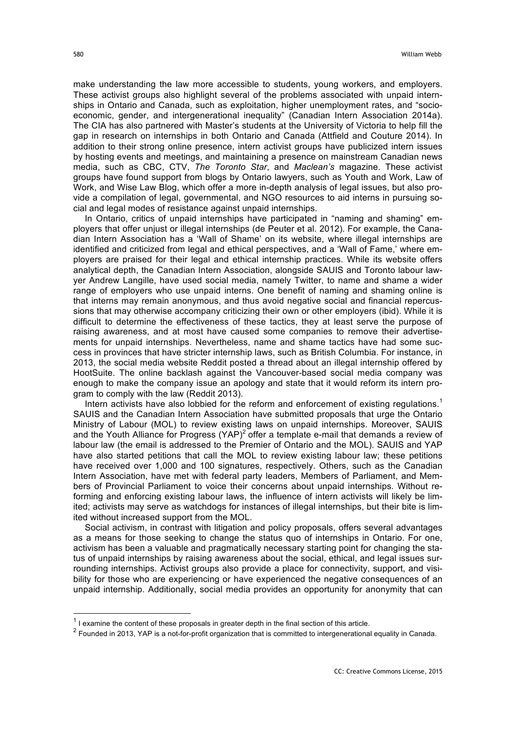make understanding the law more accessible to students, young workers, and employers. These activist groups also highlight several of the problems associated with unpaid internships in Ontario and Canada, such as exploitation, higher unemployment rates, and "socio-economic, gender, and intergenerational inequality" (Canadian Intern Association 2014a). The CIA has also partnered with Master's students at the University of Victoria to help fill the gap in research on internships in both Ontario and Canada (Attfield and Couture 2014). In addition to their strong online presence, intern activist groups have publicized intern issues by hosting events and meetings, and maintaining a presence on mainstream Canadian news media, such as CBC, CTV, *The Toronto Star*, and *Maclean's* magazine. These activist groups have found support from blogs by Ontario lawyers, such as Youth and Work, Law of Work, and Wise Law Blog, which offer a more in-depth analysis of legal issues, but also provide a compilation of legal, governmental, and NGO resources to aid interns in pursuing social and legal modes of resistance against unpaid internships.

In Ontario, critics of unpaid internships have participated in "naming and shaming" employers that offer unjust or illegal internships (de Peuter et al. 2012). For example, the Canadian Intern Association has a 'Wall of Shame' on its website, where illegal internships are identified and criticized from legal and ethical perspectives, and a 'Wall of Fame,' where employers are praised for their legal and ethical internship practices. While its website offers analytical depth, the Canadian Intern Association, alongside SAUIS and Toronto labour lawyer Andrew Langille, have used social media, namely Twitter, to name and shame a wider range of employers who use unpaid interns. One benefit of naming and shaming online is that interns may remain anonymous, and thus avoid negative social and financial repercussions that may otherwise accompany criticizing their own or other employers (ibid). While it is difficult to determine the effectiveness of these tactics, they at least serve the purpose of raising awareness, and at most have caused some companies to remove their advertisements for unpaid internships. Nevertheless, name and shame tactics have had some success in provinces that have stricter internship laws, such as British Columbia. For instance, in 2013, the social media website Reddit posted a thread about an illegal internship offered by HootSuite. The online backlash against the Vancouver-based social media company was enough to make the company issue an apology and state that it would reform its intern program to comply with the law (Reddit 2013).

Intern activists have also lobbied for the reform and enforcement of existing regulations.[1] SAUIS and the Canadian Intern Association have submitted proposals that urge the Ontario Ministry of Labour (MOL) to review existing laws on unpaid internships. Moreover, SAUIS and the Youth Alliance for Progress (YAP)[2] offer a template e-mail that demands a review of labour law (the email is addressed to the Premier of Ontario and the MOL). SAUIS and YAP have also started petitions that call the MOL to review existing labour law; these petitions have received over 1,000 and 100 signatures, respectively. Others, such as the Canadian Intern Association, have met with federal party leaders, Members of Parliament, and Members of Provincial Parliament to voice their concerns about unpaid internships. Without reforming and enforcing existing labour laws, the influence of intern activists will likely be limited; activists may serve as watchdogs for instances of illegal internships, but their bite is limited without increased support from the MOL.

Social activism, in contrast with litigation and policy proposals, offers several advantages as a means for those seeking to change the status quo of internships in Ontario. For one, activism has been a valuable and pragmatically necessary starting point for changing the status of unpaid internships by raising awareness about the social, ethical, and legal issues surrounding internships. Activist groups also provide a place for connectivity, support, and visibility for those who are experiencing or have experienced the negative consequences of an unpaid internship. Additionally, social media provides an opportunity for anonymity that can

---

[1] I examine the content of these proposals in greater depth in the final section of this article.

[2] Founded in 2013, YAP is a not-for-profit organization that is committed to intergenerational equality in Canada.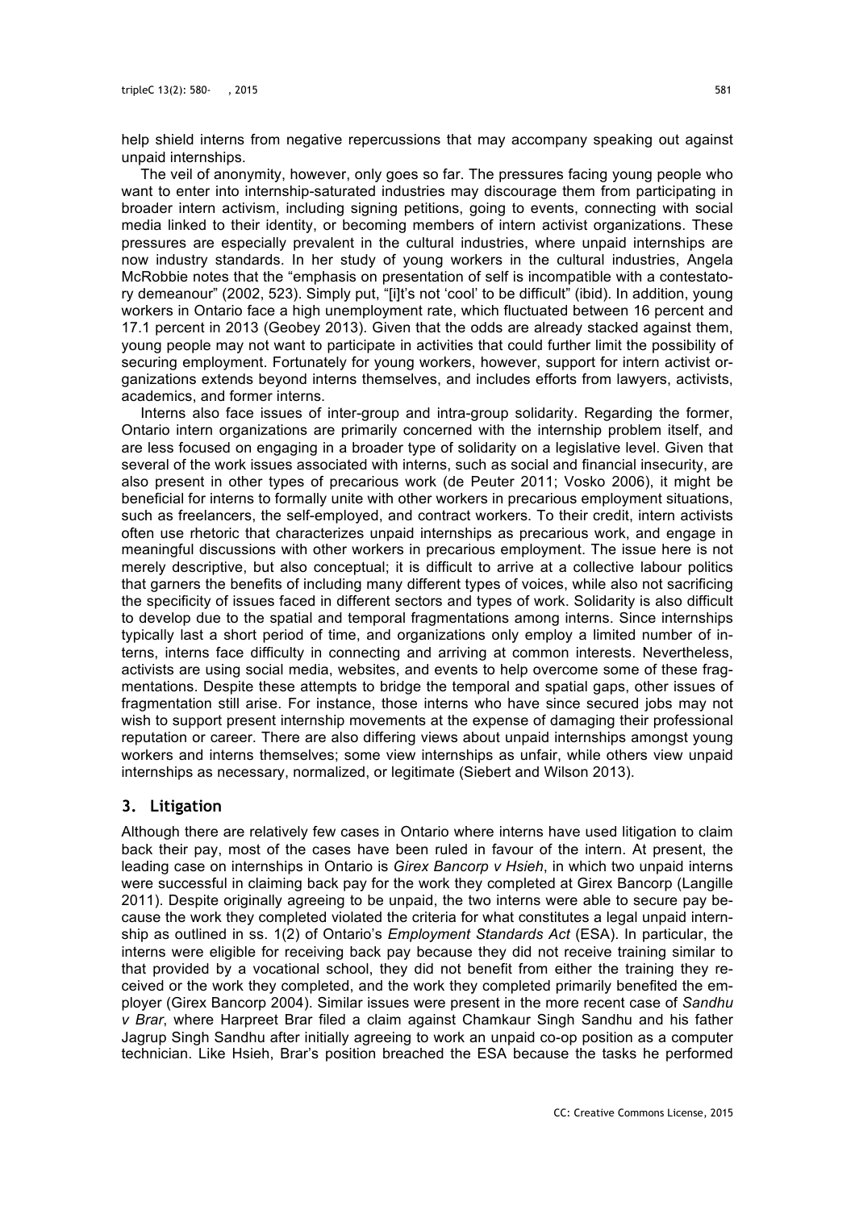help shield interns from negative repercussions that may accompany speaking out against unpaid internships.

The veil of anonymity, however, only goes so far. The pressures facing young people who want to enter into internship-saturated industries may discourage them from participating in broader intern activism, including signing petitions, going to events, connecting with social media linked to their identity, or becoming members of intern activist organizations. These pressures are especially prevalent in the cultural industries, where unpaid internships are now industry standards. In her study of young workers in the cultural industries, Angela McRobbie notes that the "emphasis on presentation of self is incompatible with a contestatory demeanour" (2002, 523). Simply put, "[i]t's not 'cool' to be difficult" (ibid). In addition, young workers in Ontario face a high unemployment rate, which fluctuated between 16 percent and 17.1 percent in 2013 (Geobey 2013). Given that the odds are already stacked against them, young people may not want to participate in activities that could further limit the possibility of securing employment. Fortunately for young workers, however, support for intern activist organizations extends beyond interns themselves, and includes efforts from lawyers, activists, academics, and former interns.

Interns also face issues of inter-group and intra-group solidarity. Regarding the former, Ontario intern organizations are primarily concerned with the internship problem itself, and are less focused on engaging in a broader type of solidarity on a legislative level. Given that several of the work issues associated with interns, such as social and financial insecurity, are also present in other types of precarious work (de Peuter 2011; Vosko 2006), it might be beneficial for interns to formally unite with other workers in precarious employment situations, such as freelancers, the self-employed, and contract workers. To their credit, intern activists often use rhetoric that characterizes unpaid internships as precarious work, and engage in meaningful discussions with other workers in precarious employment. The issue here is not merely descriptive, but also conceptual; it is difficult to arrive at a collective labour politics that garners the benefits of including many different types of voices, while also not sacrificing the specificity of issues faced in different sectors and types of work. Solidarity is also difficult to develop due to the spatial and temporal fragmentations among interns. Since internships typically last a short period of time, and organizations only employ a limited number of interns, interns face difficulty in connecting and arriving at common interests. Nevertheless, activists are using social media, websites, and events to help overcome some of these fragmentations. Despite these attempts to bridge the temporal and spatial gaps, other issues of fragmentation still arise. For instance, those interns who have since secured jobs may not wish to support present internship movements at the expense of damaging their professional reputation or career. There are also differing views about unpaid internships amongst young workers and interns themselves; some view internships as unfair, while others view unpaid internships as necessary, normalized, or legitimate (Siebert and Wilson 2013).

## 3. Litigation

Although there are relatively few cases in Ontario where interns have used litigation to claim back their pay, most of the cases have been ruled in favour of the intern. At present, the leading case on internships in Ontario is *Girex Bancorp v Hsieh*, in which two unpaid interns were successful in claiming back pay for the work they completed at Girex Bancorp (Langille 2011). Despite originally agreeing to be unpaid, the two interns were able to secure pay because the work they completed violated the criteria for what constitutes a legal unpaid internship as outlined in ss. 1(2) of Ontario's *Employment Standards Act* (ESA). In particular, the interns were eligible for receiving back pay because they did not receive training similar to that provided by a vocational school, they did not benefit from either the training they received or the work they completed, and the work they completed primarily benefited the employer (Girex Bancorp 2004). Similar issues were present in the more recent case of *Sandhu v Brar*, where Harpreet Brar filed a claim against Chamkaur Singh Sandhu and his father Jagrup Singh Sandhu after initially agreeing to work an unpaid co-op position as a computer technician. Like Hsieh, Brar's position breached the ESA because the tasks he performed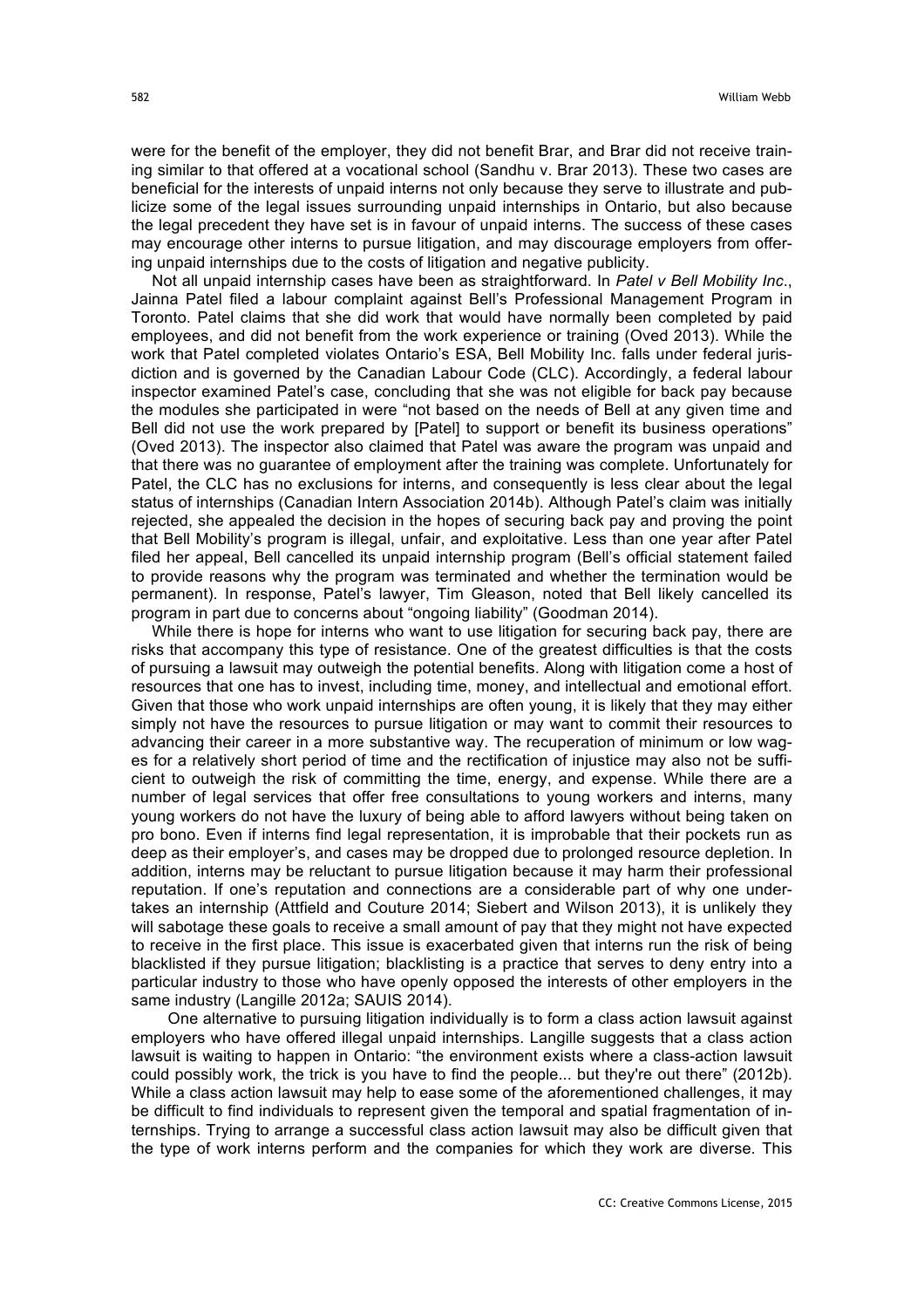were for the benefit of the employer, they did not benefit Brar, and Brar did not receive training similar to that offered at a vocational school (Sandhu v. Brar 2013). These two cases are beneficial for the interests of unpaid interns not only because they serve to illustrate and publicize some of the legal issues surrounding unpaid internships in Ontario, but also because the legal precedent they have set is in favour of unpaid interns. The success of these cases may encourage other interns to pursue litigation, and may discourage employers from offering unpaid internships due to the costs of litigation and negative publicity.

Not all unpaid internship cases have been as straightforward. In *Patel v Bell Mobility Inc*., Jainna Patel filed a labour complaint against Bell's Professional Management Program in Toronto. Patel claims that she did work that would have normally been completed by paid employees, and did not benefit from the work experience or training (Oved 2013). While the work that Patel completed violates Ontario's ESA, Bell Mobility Inc. falls under federal jurisdiction and is governed by the Canadian Labour Code (CLC). Accordingly, a federal labour inspector examined Patel's case, concluding that she was not eligible for back pay because the modules she participated in were "not based on the needs of Bell at any given time and Bell did not use the work prepared by [Patel] to support or benefit its business operations" (Oved 2013). The inspector also claimed that Patel was aware the program was unpaid and that there was no guarantee of employment after the training was complete. Unfortunately for Patel, the CLC has no exclusions for interns, and consequently is less clear about the legal status of internships (Canadian Intern Association 2014b). Although Patel's claim was initially rejected, she appealed the decision in the hopes of securing back pay and proving the point that Bell Mobility's program is illegal, unfair, and exploitative. Less than one year after Patel filed her appeal, Bell cancelled its unpaid internship program (Bell's official statement failed to provide reasons why the program was terminated and whether the termination would be permanent). In response, Patel's lawyer, Tim Gleason, noted that Bell likely cancelled its program in part due to concerns about "ongoing liability" (Goodman 2014).

While there is hope for interns who want to use litigation for securing back pay, there are risks that accompany this type of resistance. One of the greatest difficulties is that the costs of pursuing a lawsuit may outweigh the potential benefits. Along with litigation come a host of resources that one has to invest, including time, money, and intellectual and emotional effort. Given that those who work unpaid internships are often young, it is likely that they may either simply not have the resources to pursue litigation or may want to commit their resources to advancing their career in a more substantive way. The recuperation of minimum or low wages for a relatively short period of time and the rectification of injustice may also not be sufficient to outweigh the risk of committing the time, energy, and expense. While there are a number of legal services that offer free consultations to young workers and interns, many young workers do not have the luxury of being able to afford lawyers without being taken on pro bono. Even if interns find legal representation, it is improbable that their pockets run as deep as their employer's, and cases may be dropped due to prolonged resource depletion. In addition, interns may be reluctant to pursue litigation because it may harm their professional reputation. If one's reputation and connections are a considerable part of why one undertakes an internship (Attfield and Couture 2014; Siebert and Wilson 2013), it is unlikely they will sabotage these goals to receive a small amount of pay that they might not have expected to receive in the first place. This issue is exacerbated given that interns run the risk of being blacklisted if they pursue litigation; blacklisting is a practice that serves to deny entry into a particular industry to those who have openly opposed the interests of other employers in the same industry (Langille 2012a; SAUIS 2014).

One alternative to pursuing litigation individually is to form a class action lawsuit against employers who have offered illegal unpaid internships. Langille suggests that a class action lawsuit is waiting to happen in Ontario: "the environment exists where a class-action lawsuit could possibly work, the trick is you have to find the people... but they're out there" (2012b). While a class action lawsuit may help to ease some of the aforementioned challenges, it may be difficult to find individuals to represent given the temporal and spatial fragmentation of internships. Trying to arrange a successful class action lawsuit may also be difficult given that the type of work interns perform and the companies for which they work are diverse. This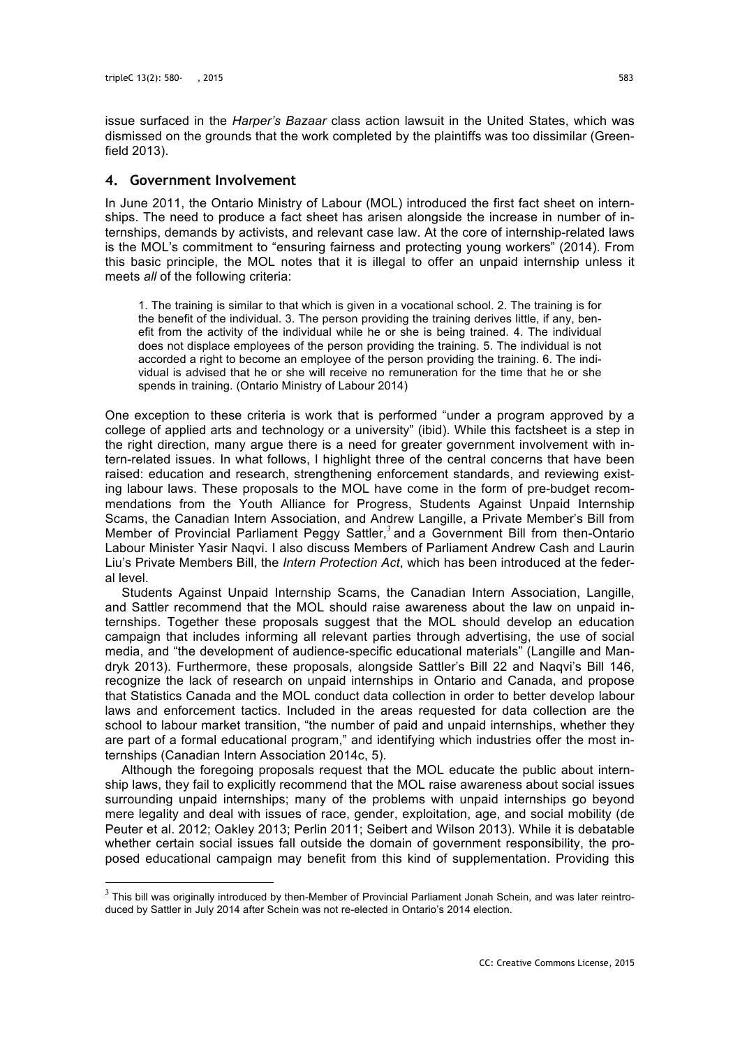issue surfaced in the *Harper's Bazaar* class action lawsuit in the United States, which was dismissed on the grounds that the work completed by the plaintiffs was too dissimilar (Greenfield 2013).

## 4. Government Involvement

In June 2011, the Ontario Ministry of Labour (MOL) introduced the first fact sheet on internships. The need to produce a fact sheet has arisen alongside the increase in number of internships, demands by activists, and relevant case law. At the core of internship-related laws is the MOL's commitment to "ensuring fairness and protecting young workers" (2014). From this basic principle, the MOL notes that it is illegal to offer an unpaid internship unless it meets *all* of the following criteria:

> 1. The training is similar to that which is given in a vocational school. 2. The training is for the benefit of the individual. 3. The person providing the training derives little, if any, benefit from the activity of the individual while he or she is being trained. 4. The individual does not displace employees of the person providing the training. 5. The individual is not accorded a right to become an employee of the person providing the training. 6. The individual is advised that he or she will receive no remuneration for the time that he or she spends in training. (Ontario Ministry of Labour 2014)

One exception to these criteria is work that is performed "under a program approved by a college of applied arts and technology or a university" (ibid). While this factsheet is a step in the right direction, many argue there is a need for greater government involvement with intern-related issues. In what follows, I highlight three of the central concerns that have been raised: education and research, strengthening enforcement standards, and reviewing existing labour laws. These proposals to the MOL have come in the form of pre-budget recommendations from the Youth Alliance for Progress, Students Against Unpaid Internship Scams, the Canadian Intern Association, and Andrew Langille, a Private Member's Bill from Member of Provincial Parliament Peggy Sattler,[3] and a Government Bill from then-Ontario Labour Minister Yasir Naqvi. I also discuss Members of Parliament Andrew Cash and Laurin Liu's Private Members Bill, the *Intern Protection Act*, which has been introduced at the federal level.

Students Against Unpaid Internship Scams, the Canadian Intern Association, Langille, and Sattler recommend that the MOL should raise awareness about the law on unpaid internships. Together these proposals suggest that the MOL should develop an education campaign that includes informing all relevant parties through advertising, the use of social media, and "the development of audience-specific educational materials" (Langille and Mandryk 2013). Furthermore, these proposals, alongside Sattler's Bill 22 and Naqvi's Bill 146, recognize the lack of research on unpaid internships in Ontario and Canada, and propose that Statistics Canada and the MOL conduct data collection in order to better develop labour laws and enforcement tactics. Included in the areas requested for data collection are the school to labour market transition, "the number of paid and unpaid internships, whether they are part of a formal educational program," and identifying which industries offer the most internships (Canadian Intern Association 2014c, 5).

Although the foregoing proposals request that the MOL educate the public about internship laws, they fail to explicitly recommend that the MOL raise awareness about social issues surrounding unpaid internships; many of the problems with unpaid internships go beyond mere legality and deal with issues of race, gender, exploitation, age, and social mobility (de Peuter et al. 2012; Oakley 2013; Perlin 2011; Seibert and Wilson 2013). While it is debatable whether certain social issues fall outside the domain of government responsibility, the proposed educational campaign may benefit from this kind of supplementation. Providing this

[3] This bill was originally introduced by then-Member of Provincial Parliament Jonah Schein, and was later reintroduced by Sattler in July 2014 after Schein was not re-elected in Ontario's 2014 election.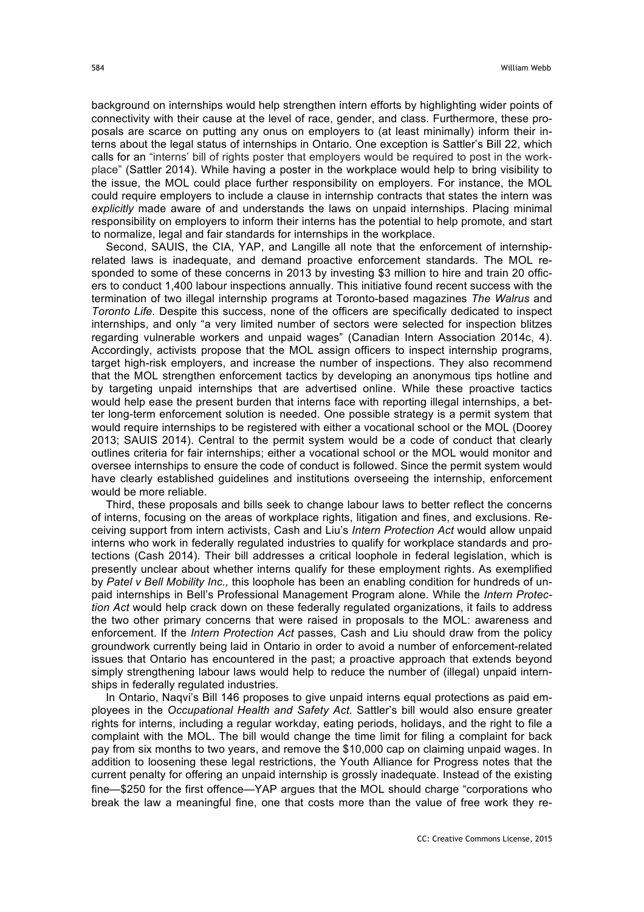background on internships would help strengthen intern efforts by highlighting wider points of connectivity with their cause at the level of race, gender, and class. Furthermore, these proposals are scarce on putting any onus on employers to (at least minimally) inform their interns about the legal status of internships in Ontario. One exception is Sattler's Bill 22, which calls for an "interns' bill of rights poster that employers would be required to post in the workplace" (Sattler 2014). While having a poster in the workplace would help to bring visibility to the issue, the MOL could place further responsibility on employers. For instance, the MOL could require employers to include a clause in internship contracts that states the intern was *explicitly* made aware of and understands the laws on unpaid internships. Placing minimal responsibility on employers to inform their interns has the potential to help promote, and start to normalize, legal and fair standards for internships in the workplace.

Second, SAUIS, the CIA, YAP, and Langille all note that the enforcement of internship-related laws is inadequate, and demand proactive enforcement standards. The MOL responded to some of these concerns in 2013 by investing $3 million to hire and train 20 officers to conduct 1,400 labour inspections annually. This initiative found recent success with the termination of two illegal internship programs at Toronto-based magazines *The Walrus* and *Toronto Life*. Despite this success, none of the officers are specifically dedicated to inspect internships, and only "a very limited number of sectors were selected for inspection blitzes regarding vulnerable workers and unpaid wages" (Canadian Intern Association 2014c, 4). Accordingly, activists propose that the MOL assign officers to inspect internship programs, target high-risk employers, and increase the number of inspections. They also recommend that the MOL strengthen enforcement tactics by developing an anonymous tips hotline and by targeting unpaid internships that are advertised online. While these proactive tactics would help ease the present burden that interns face with reporting illegal internships, a better long-term enforcement solution is needed. One possible strategy is a permit system that would require internships to be registered with either a vocational school or the MOL (Doorey 2013; SAUIS 2014). Central to the permit system would be a code of conduct that clearly outlines criteria for fair internships; either a vocational school or the MOL would monitor and oversee internships to ensure the code of conduct is followed. Since the permit system would have clearly established guidelines and institutions overseeing the internship, enforcement would be more reliable.

Third, these proposals and bills seek to change labour laws to better reflect the concerns of interns, focusing on the areas of workplace rights, litigation and fines, and exclusions. Receiving support from intern activists, Cash and Liu's *Intern Protection Act* would allow unpaid interns who work in federally regulated industries to qualify for workplace standards and protections (Cash 2014). Their bill addresses a critical loophole in federal legislation, which is presently unclear about whether interns qualify for these employment rights. As exemplified by *Patel v Bell Mobility Inc.,* this loophole has been an enabling condition for hundreds of unpaid internships in Bell's Professional Management Program alone. While the *Intern Protection Act* would help crack down on these federally regulated organizations, it fails to address the two other primary concerns that were raised in proposals to the MOL: awareness and enforcement. If the *Intern Protection Act* passes, Cash and Liu should draw from the policy groundwork currently being laid in Ontario in order to avoid a number of enforcement-related issues that Ontario has encountered in the past; a proactive approach that extends beyond simply strengthening labour laws would help to reduce the number of (illegal) unpaid internships in federally regulated industries.

In Ontario, Naqvi's Bill 146 proposes to give unpaid interns equal protections as paid employees in the *Occupational Health and Safety Act*. Sattler's bill would also ensure greater rights for interns, including a regular workday, eating periods, holidays, and the right to file a complaint with the MOL. The bill would change the time limit for filing a complaint for back pay from six months to two years, and remove the $10,000 cap on claiming unpaid wages. In addition to loosening these legal restrictions, the Youth Alliance for Progress notes that the current penalty for offering an unpaid internship is grossly inadequate. Instead of the existing fine—$250 for the first offence—YAP argues that the MOL should charge "corporations who break the law a meaningful fine, one that costs more than the value of free work they re-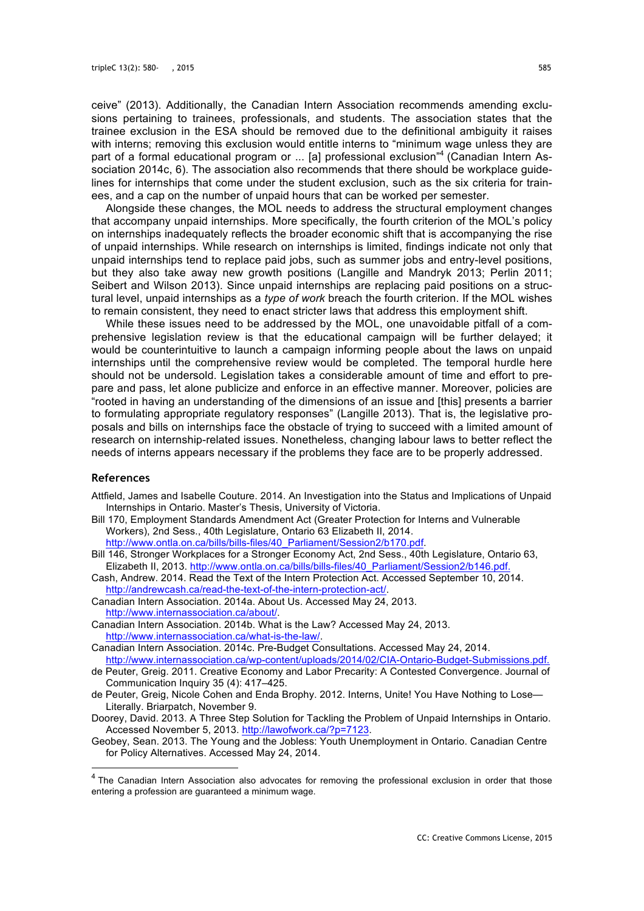ceive" (2013). Additionally, the Canadian Intern Association recommends amending exclusions pertaining to trainees, professionals, and students. The association states that the trainee exclusion in the ESA should be removed due to the definitional ambiguity it raises with interns; removing this exclusion would entitle interns to "minimum wage unless they are part of a formal educational program or ... [a] professional exclusion"[4] (Canadian Intern Association 2014c, 6). The association also recommends that there should be workplace guidelines for internships that come under the student exclusion, such as the six criteria for trainees, and a cap on the number of unpaid hours that can be worked per semester.

Alongside these changes, the MOL needs to address the structural employment changes that accompany unpaid internships. More specifically, the fourth criterion of the MOL's policy on internships inadequately reflects the broader economic shift that is accompanying the rise of unpaid internships. While research on internships is limited, findings indicate not only that unpaid internships tend to replace paid jobs, such as summer jobs and entry-level positions, but they also take away new growth positions (Langille and Mandryk 2013; Perlin 2011; Seibert and Wilson 2013). Since unpaid internships are replacing paid positions on a structural level, unpaid internships as a *type of work* breach the fourth criterion. If the MOL wishes to remain consistent, they need to enact stricter laws that address this employment shift.

While these issues need to be addressed by the MOL, one unavoidable pitfall of a comprehensive legislation review is that the educational campaign will be further delayed; it would be counterintuitive to launch a campaign informing people about the laws on unpaid internships until the comprehensive review would be completed. The temporal hurdle here should not be undersold. Legislation takes a considerable amount of time and effort to prepare and pass, let alone publicize and enforce in an effective manner. Moreover, policies are "rooted in having an understanding of the dimensions of an issue and [this] presents a barrier to formulating appropriate regulatory responses" (Langille 2013). That is, the legislative proposals and bills on internships face the obstacle of trying to succeed with a limited amount of research on internship-related issues. Nonetheless, changing labour laws to better reflect the needs of interns appears necessary if the problems they face are to be properly addressed.

## References

Attfield, James and Isabelle Couture. 2014. An Investigation into the Status and Implications of Unpaid Internships in Ontario. Master's Thesis, University of Victoria.

Bill 170, Employment Standards Amendment Act (Greater Protection for Interns and Vulnerable Workers), 2nd Sess., 40th Legislature, Ontario 63 Elizabeth II, 2014. http://www.ontla.on.ca/bills/bills-files/40_Parliament/Session2/b170.pdf.

Bill 146, Stronger Workplaces for a Stronger Economy Act, 2nd Sess., 40th Legislature, Ontario 63, Elizabeth II, 2013. http://www.ontla.on.ca/bills/bills-files/40_Parliament/Session2/b146.pdf.

Cash, Andrew. 2014. Read the Text of the Intern Protection Act. Accessed September 10, 2014. http://andrewcash.ca/read-the-text-of-the-intern-protection-act/.

Canadian Intern Association. 2014a. About Us. Accessed May 24, 2013. http://www.internassociation.ca/about/.

Canadian Intern Association. 2014b. What is the Law? Accessed May 24, 2013. http://www.internassociation.ca/what-is-the-law/.

Canadian Intern Association. 2014c. Pre-Budget Consultations. Accessed May 24, 2014. http://www.internassociation.ca/wp-content/uploads/2014/02/CIA-Ontario-Budget-Submissions.pdf.

de Peuter, Greig. 2011. Creative Economy and Labor Precarity: A Contested Convergence. Journal of Communication Inquiry 35 (4): 417–425.

de Peuter, Greig, Nicole Cohen and Enda Brophy. 2012. Interns, Unite! You Have Nothing to Lose—Literally. Briarpatch, November 9.

Doorey, David. 2013. A Three Step Solution for Tackling the Problem of Unpaid Internships in Ontario. Accessed November 5, 2013. http://lawofwork.ca/?p=7123.

Geobey, Sean. 2013. The Young and the Jobless: Youth Unemployment in Ontario. Canadian Centre for Policy Alternatives. Accessed May 24, 2014.

---

[4] The Canadian Intern Association also advocates for removing the professional exclusion in order that those entering a profession are guaranteed a minimum wage.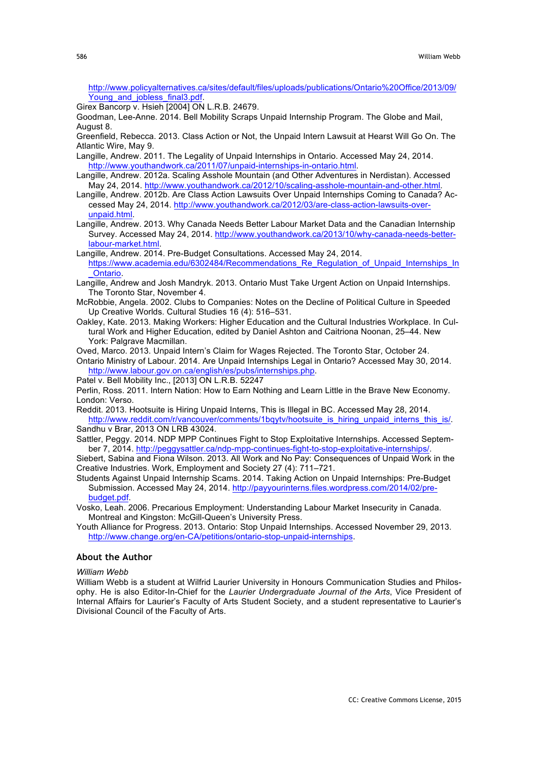http://www.policyalternatives.ca/sites/default/files/uploads/publications/Ontario%20Office/2013/09/Young_and_jobless_final3.pdf.

Girex Bancorp v. Hsieh [2004] ON L.R.B. 24679.

Goodman, Lee-Anne. 2014. Bell Mobility Scraps Unpaid Internship Program. The Globe and Mail, August 8.

Greenfield, Rebecca. 2013. Class Action or Not, the Unpaid Intern Lawsuit at Hearst Will Go On. The Atlantic Wire, May 9.

Langille, Andrew. 2011. The Legality of Unpaid Internships in Ontario. Accessed May 24, 2014. http://www.youthandwork.ca/2011/07/unpaid-internships-in-ontario.html.

Langille, Andrew. 2012a. Scaling Asshole Mountain (and Other Adventures in Nerdistan). Accessed May 24, 2014. http://www.youthandwork.ca/2012/10/scaling-asshole-mountain-and-other.html.

Langille, Andrew. 2012b. Are Class Action Lawsuits Over Unpaid Internships Coming to Canada? Accessed May 24, 2014. http://www.youthandwork.ca/2012/03/are-class-action-lawsuits-over-unpaid.html.

Langille, Andrew. 2013. Why Canada Needs Better Labour Market Data and the Canadian Internship Survey. Accessed May 24, 2014. http://www.youthandwork.ca/2013/10/why-canada-needs-better-labour-market.html.

Langille, Andrew. 2014. Pre-Budget Consultations. Accessed May 24, 2014. https://www.academia.edu/6302484/Recommendations_Re_Regulation_of_Unpaid_Internships_In_Ontario.

Langille, Andrew and Josh Mandryk. 2013. Ontario Must Take Urgent Action on Unpaid Internships. The Toronto Star, November 4.

McRobbie, Angela. 2002. Clubs to Companies: Notes on the Decline of Political Culture in Speeded Up Creative Worlds. Cultural Studies 16 (4): 516–531.

Oakley, Kate. 2013. Making Workers: Higher Education and the Cultural Industries Workplace. In Cultural Work and Higher Education, edited by Daniel Ashton and Caitriona Noonan, 25–44. New York: Palgrave Macmillan.

Oved, Marco. 2013. Unpaid Intern's Claim for Wages Rejected. The Toronto Star, October 24.

Ontario Ministry of Labour. 2014. Are Unpaid Internships Legal in Ontario? Accessed May 30, 2014. http://www.labour.gov.on.ca/english/es/pubs/internships.php.

Patel v. Bell Mobility Inc., [2013] ON L.R.B. 52247

Perlin, Ross. 2011. Intern Nation: How to Earn Nothing and Learn Little in the Brave New Economy. London: Verso.

Reddit. 2013. Hootsuite is Hiring Unpaid Interns, This is Illegal in BC. Accessed May 28, 2014. http://www.reddit.com/r/vancouver/comments/1bqytv/hootsuite_is_hiring_unpaid_interns_this_is/.

Sandhu v Brar, 2013 ON LRB 43024.

Sattler, Peggy. 2014. NDP MPP Continues Fight to Stop Exploitative Internships. Accessed September 7, 2014. http://peggysattler.ca/ndp-mpp-continues-fight-to-stop-exploitative-internships/.

Siebert, Sabina and Fiona Wilson. 2013. All Work and No Pay: Consequences of Unpaid Work in the Creative Industries. Work, Employment and Society 27 (4): 711–721.

Students Against Unpaid Internship Scams. 2014. Taking Action on Unpaid Internships: Pre-Budget Submission. Accessed May 24, 2014. http://payyourinterns.files.wordpress.com/2014/02/pre-budget.pdf.

Vosko, Leah. 2006. Precarious Employment: Understanding Labour Market Insecurity in Canada. Montreal and Kingston: McGill-Queen's University Press.

Youth Alliance for Progress. 2013. Ontario: Stop Unpaid Internships. Accessed November 29, 2013. http://www.change.org/en-CA/petitions/ontario-stop-unpaid-internships.

## About the Author

*William Webb*

William Webb is a student at Wilfrid Laurier University in Honours Communication Studies and Philosophy. He is also Editor-In-Chief for the *Laurier Undergraduate Journal of the Arts*, Vice President of Internal Affairs for Laurier's Faculty of Arts Student Society, and a student representative to Laurier's Divisional Council of the Faculty of Arts.

CC: Creative Commons License, 2015